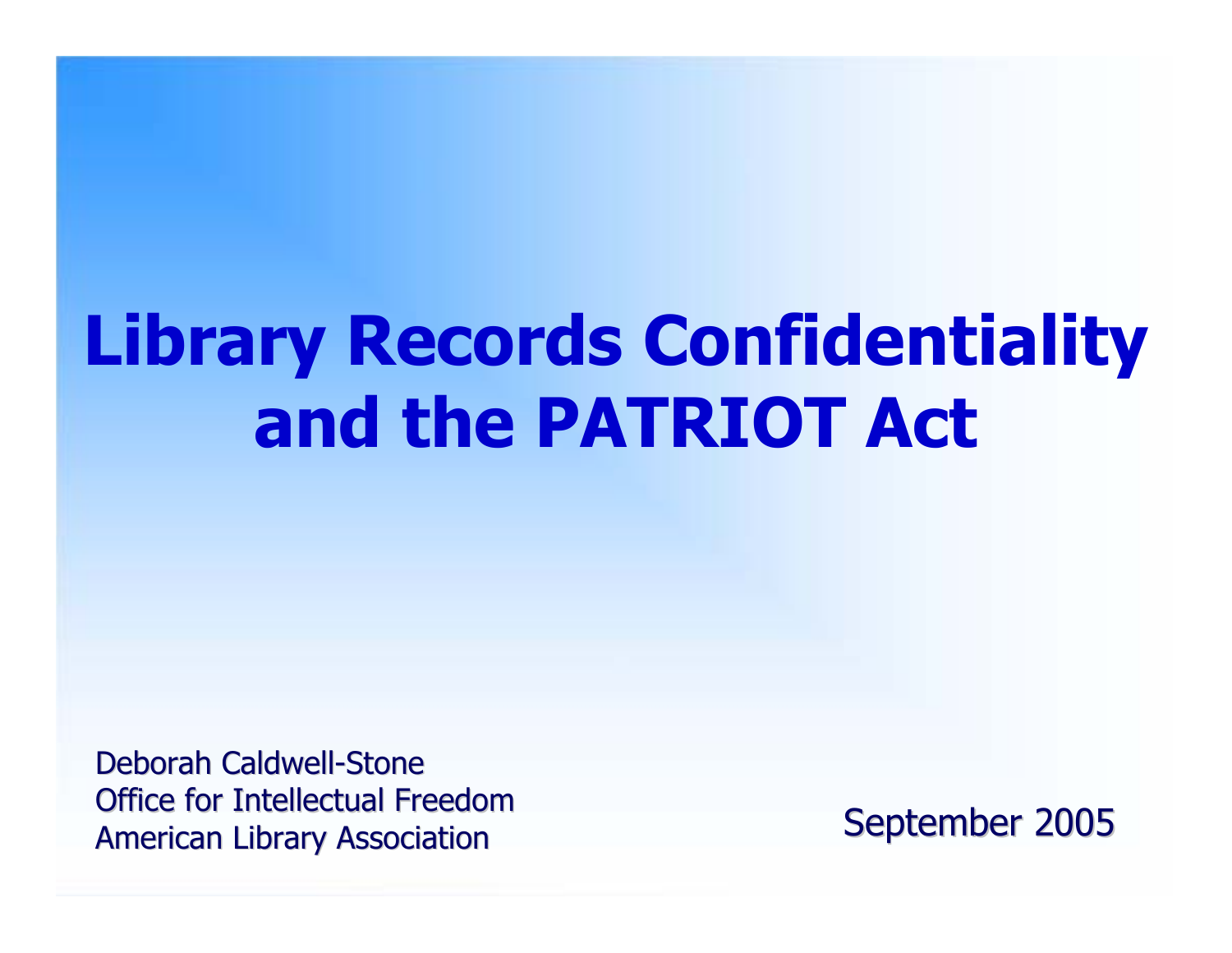# Library Records Confidentiality and the PATRIOT Act

Deborah Caldwell-Stone
Office for Intellectual Freedom
American Library Association

September 2005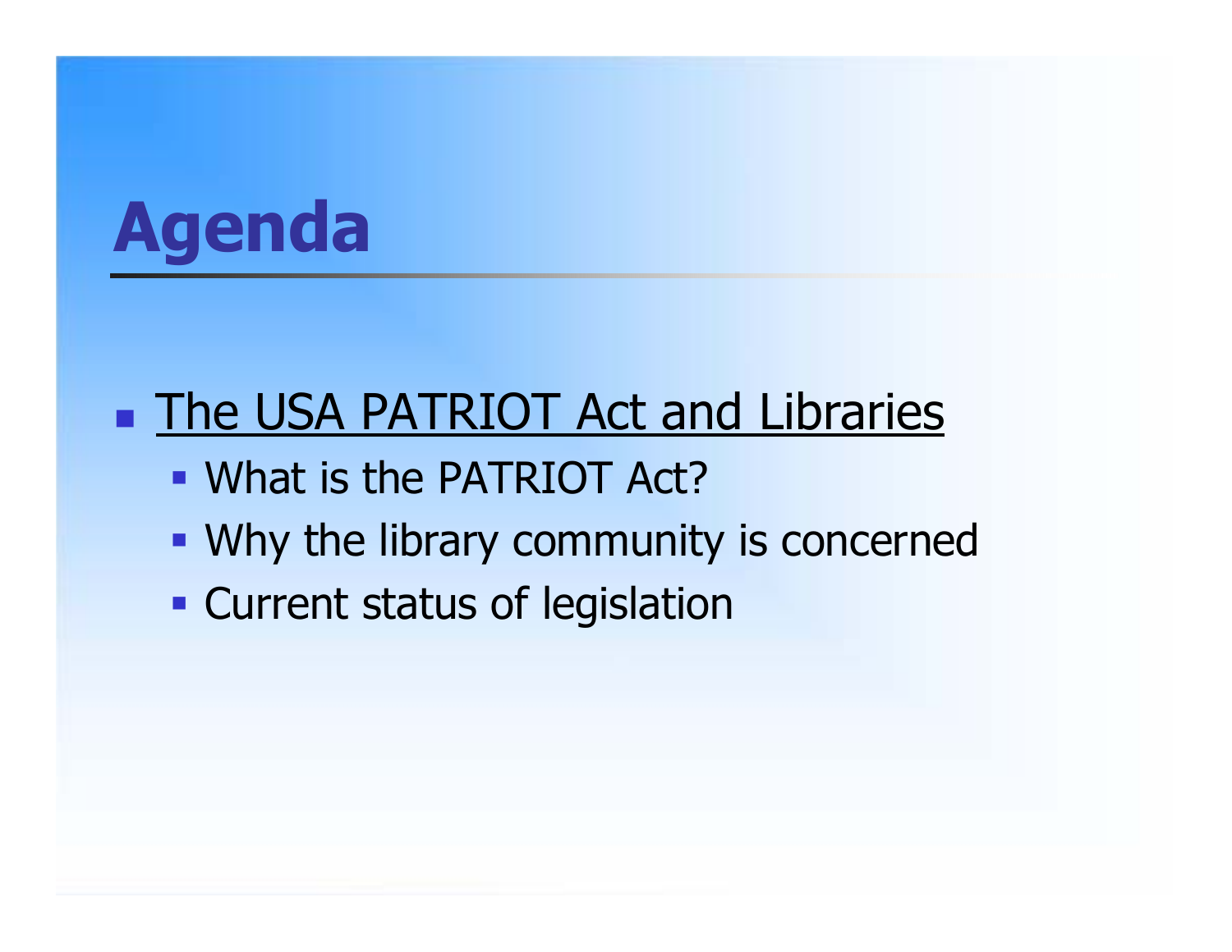# Agenda

- The USA PATRIOT Act and Libraries
  - What is the PATRIOT Act?
  - Why the library community is concerned
  - Current status of legislation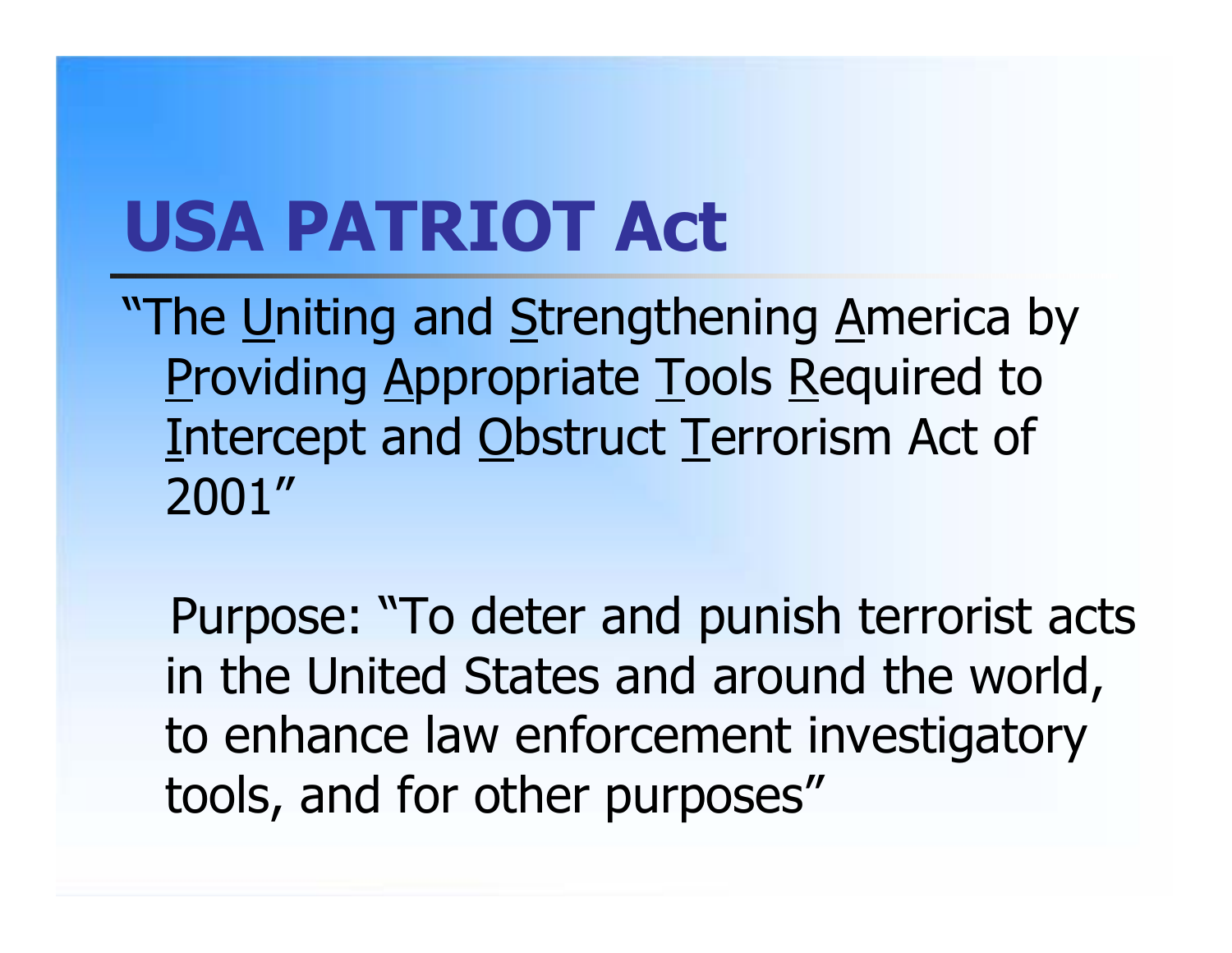# USA PATRIOT Act

"The Uniting and Strengthening America by Providing Appropriate Tools Required to Intercept and Obstruct Terrorism Act of 2001"

Purpose: "To deter and punish terrorist acts in the United States and around the world, to enhance law enforcement investigatory tools, and for other purposes"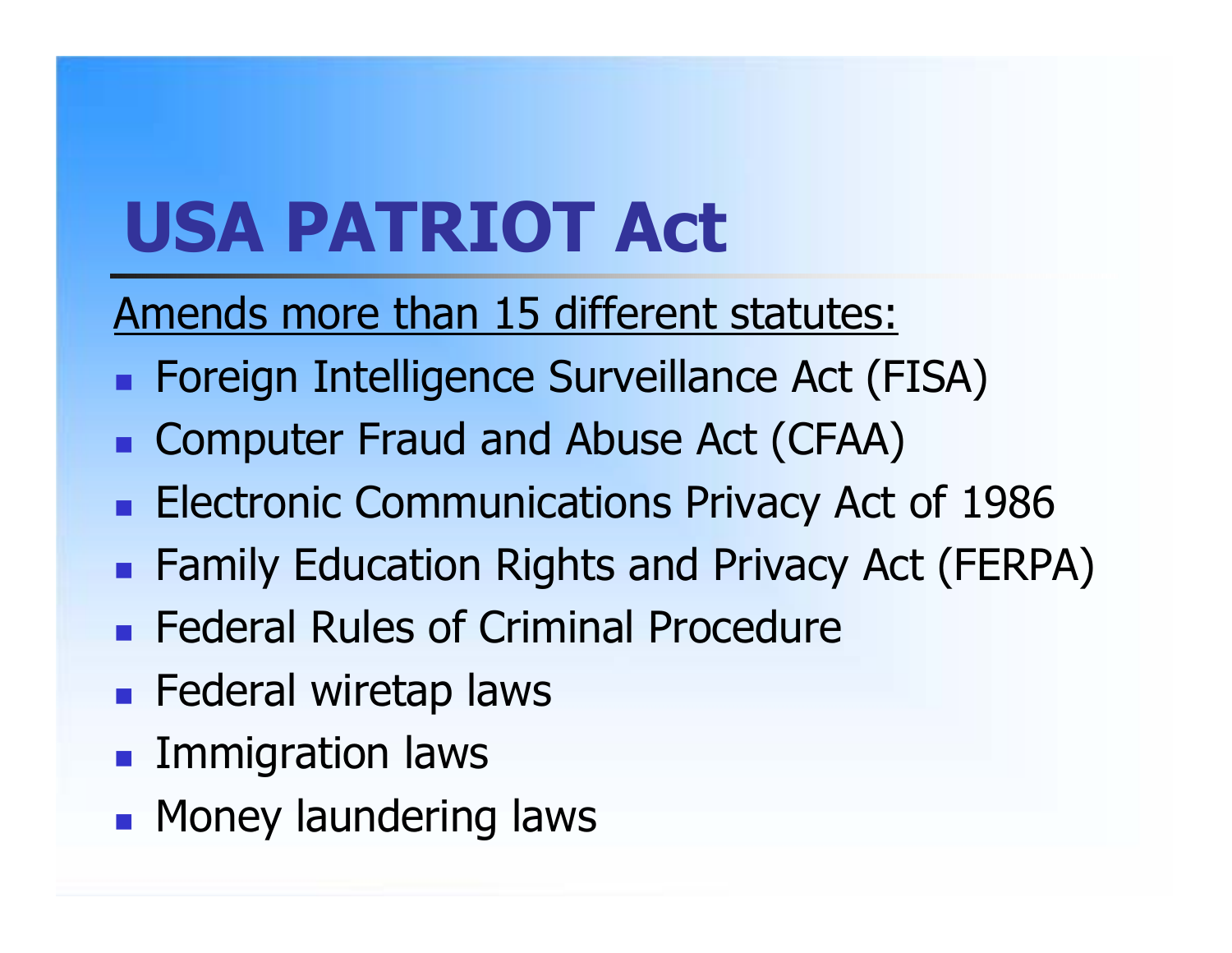# USA PATRIOT Act

<u>Amends more than 15 different statutes:</u>

- Foreign Intelligence Surveillance Act (FISA)
- Computer Fraud and Abuse Act (CFAA)
- Electronic Communications Privacy Act of 1986
- Family Education Rights and Privacy Act (FERPA)
- Federal Rules of Criminal Procedure
- Federal wiretap laws
- Immigration laws
- Money laundering laws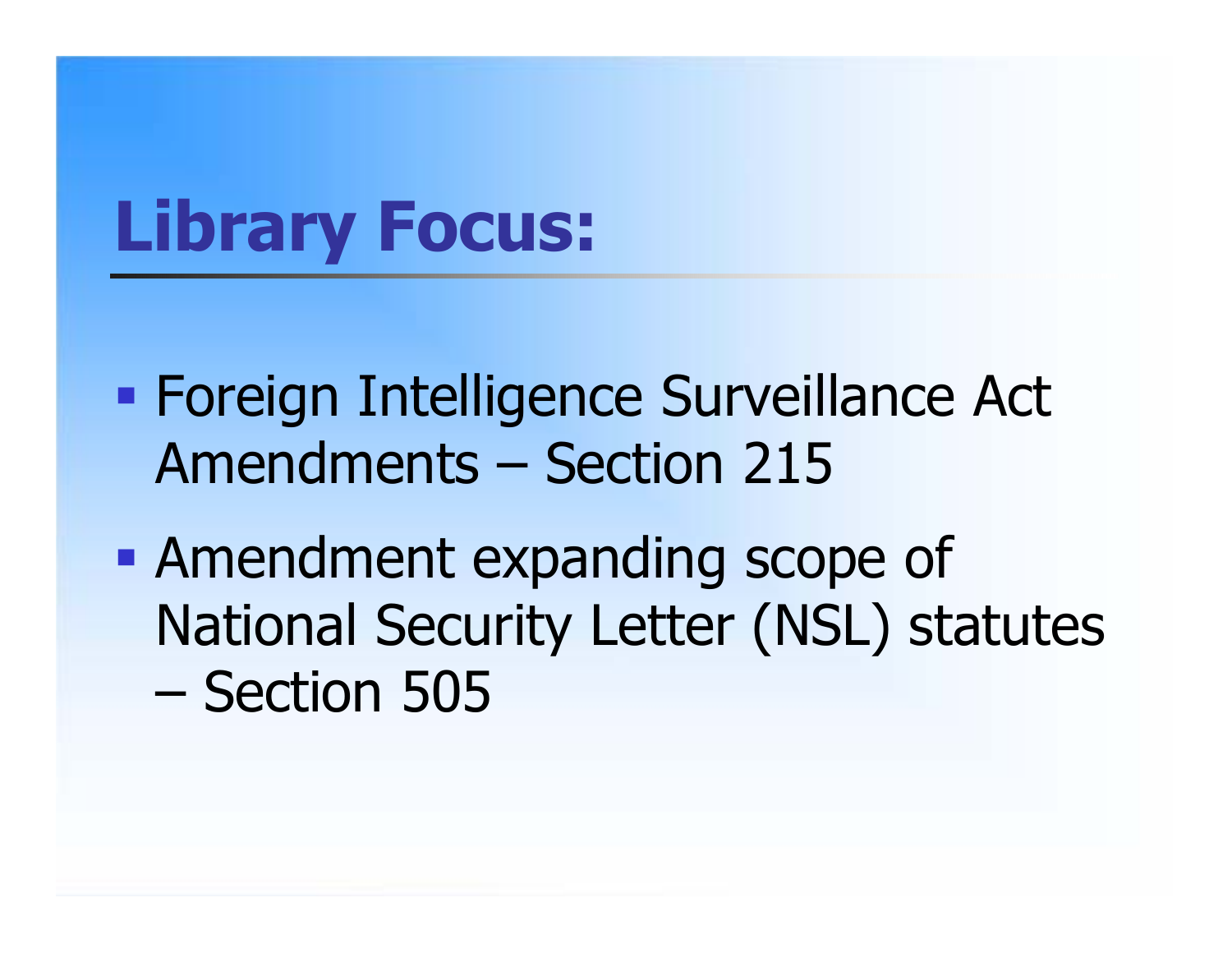# Library Focus:

- Foreign Intelligence Surveillance Act Amendments – Section 215
- Amendment expanding scope of National Security Letter (NSL) statutes – Section 505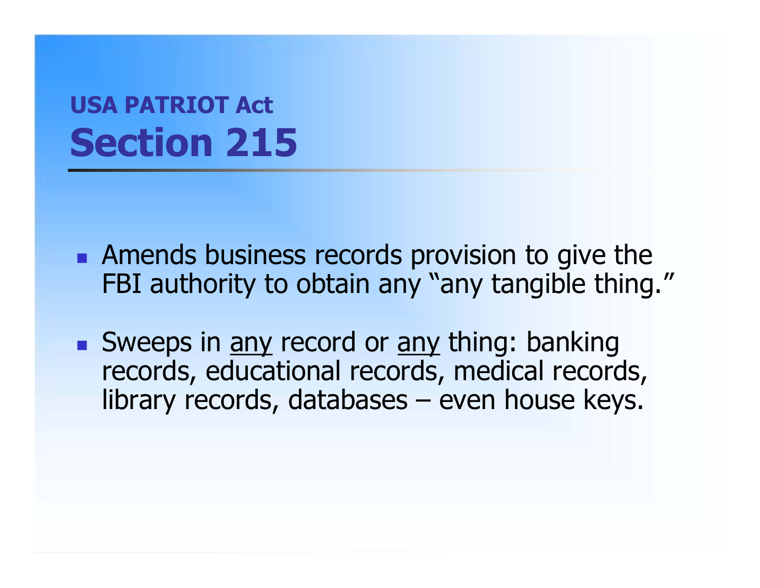# USA PATRIOT Act
## Section 215

- Amends business records provision to give the FBI authority to obtain any "any tangible thing."
- Sweeps in <u>any</u> record or <u>any</u> thing: banking records, educational records, medical records, library records, databases – even house keys.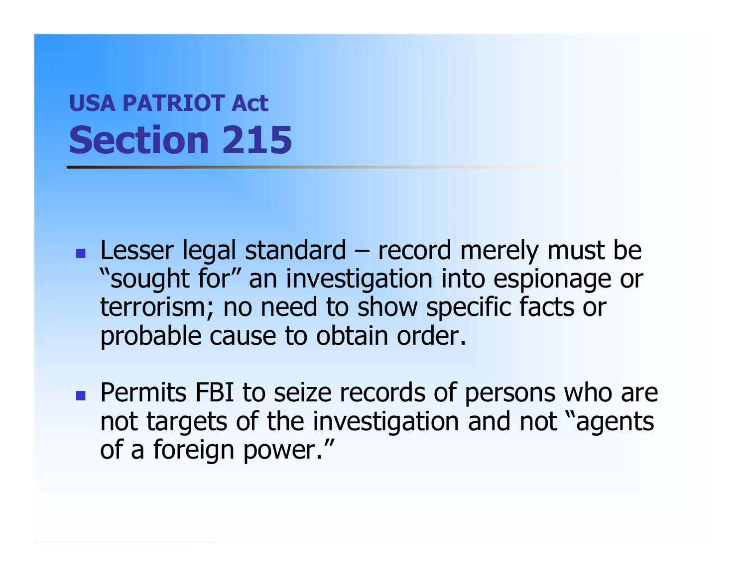## USA PATRIOT Act

# Section 215

- Lesser legal standard – record merely must be "sought for" an investigation into espionage or terrorism; no need to show specific facts or probable cause to obtain order.
- Permits FBI to seize records of persons who are not targets of the investigation and not "agents of a foreign power."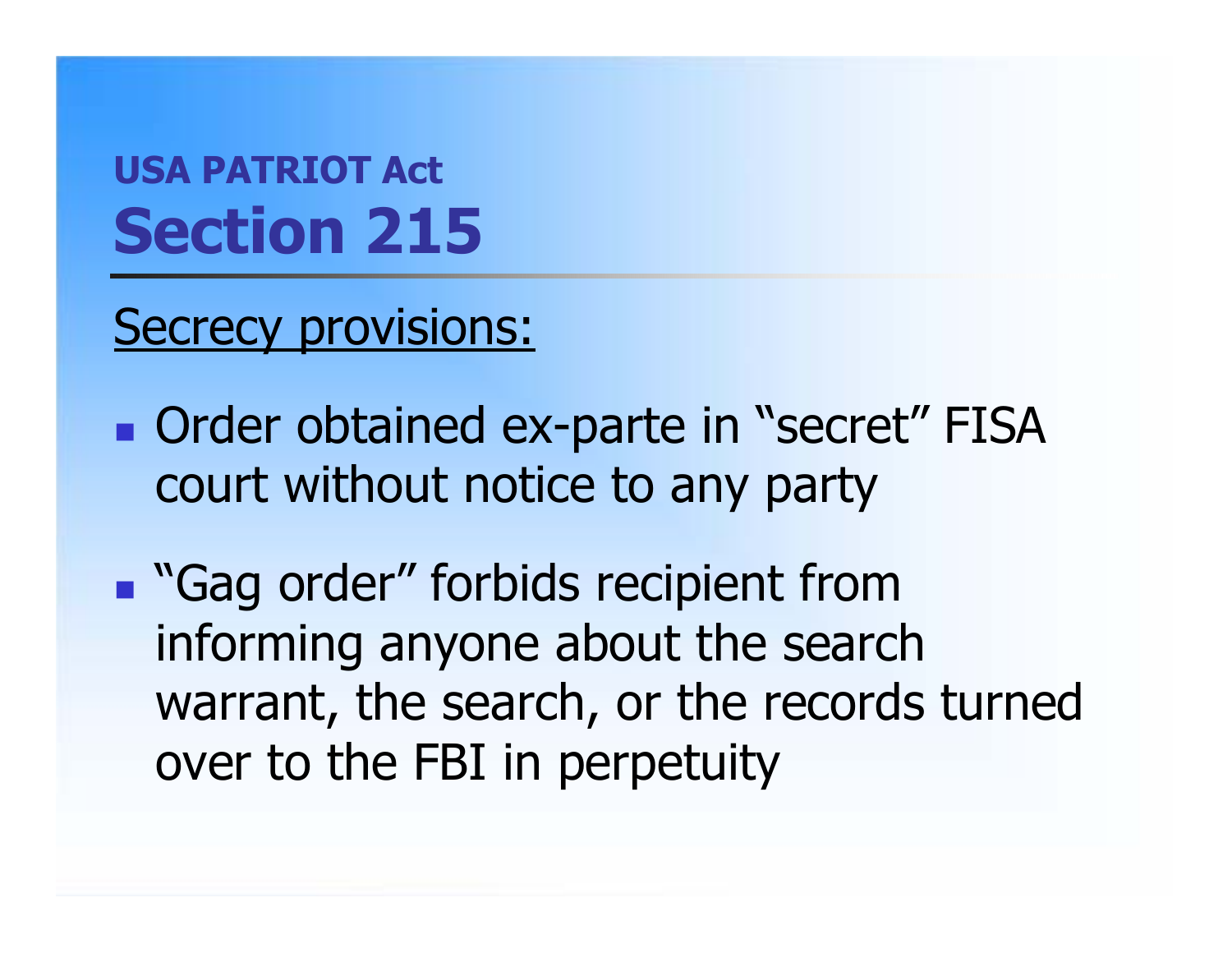## USA PATRIOT Act

# Section 215

Secrecy provisions:

- Order obtained ex-parte in "secret" FISA court without notice to any party
- "Gag order" forbids recipient from informing anyone about the search warrant, the search, or the records turned over to the FBI in perpetuity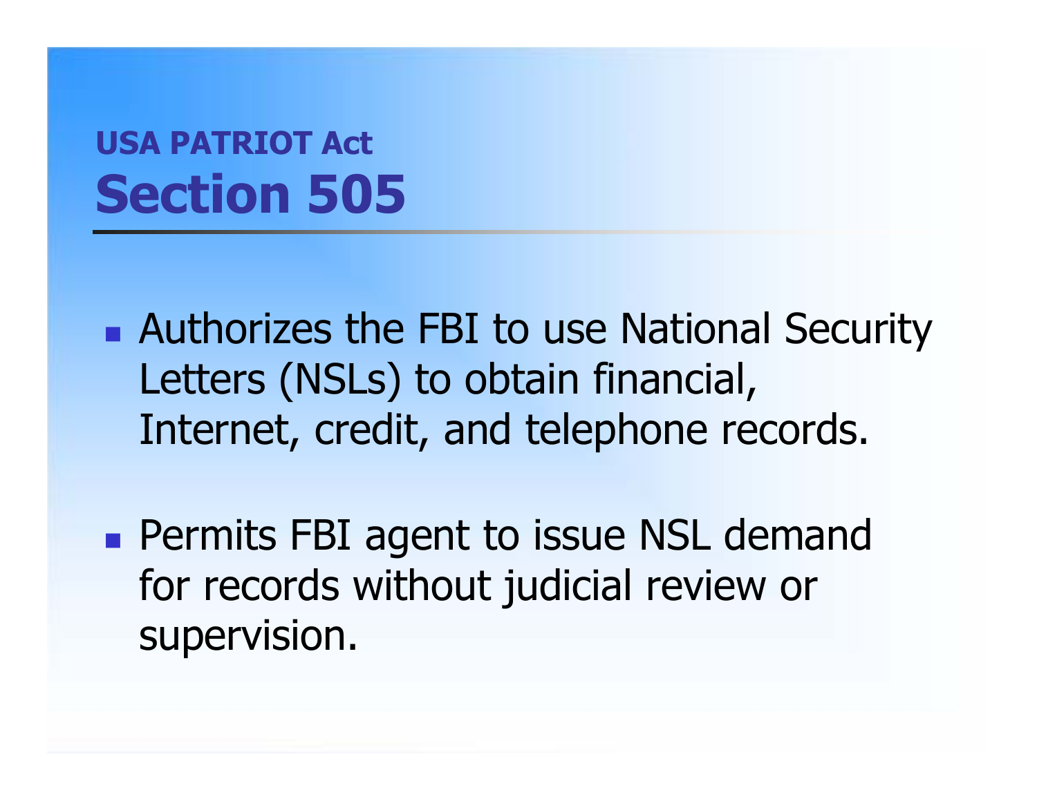## USA PATRIOT Act

# Section 505

- Authorizes the FBI to use National Security Letters (NSLs) to obtain financial, Internet, credit, and telephone records.
- Permits FBI agent to issue NSL demand for records without judicial review or supervision.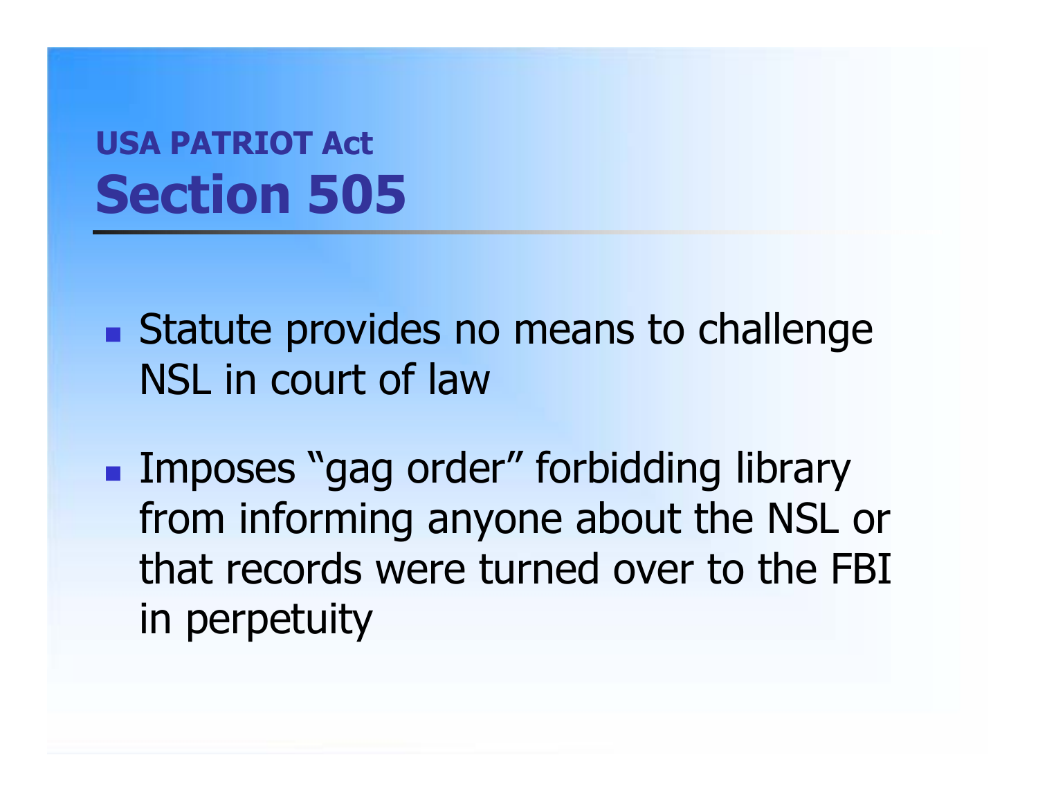## USA PATRIOT Act
# Section 505

- Statute provides no means to challenge NSL in court of law
- Imposes “gag order” forbidding library from informing anyone about the NSL or that records were turned over to the FBI in perpetuity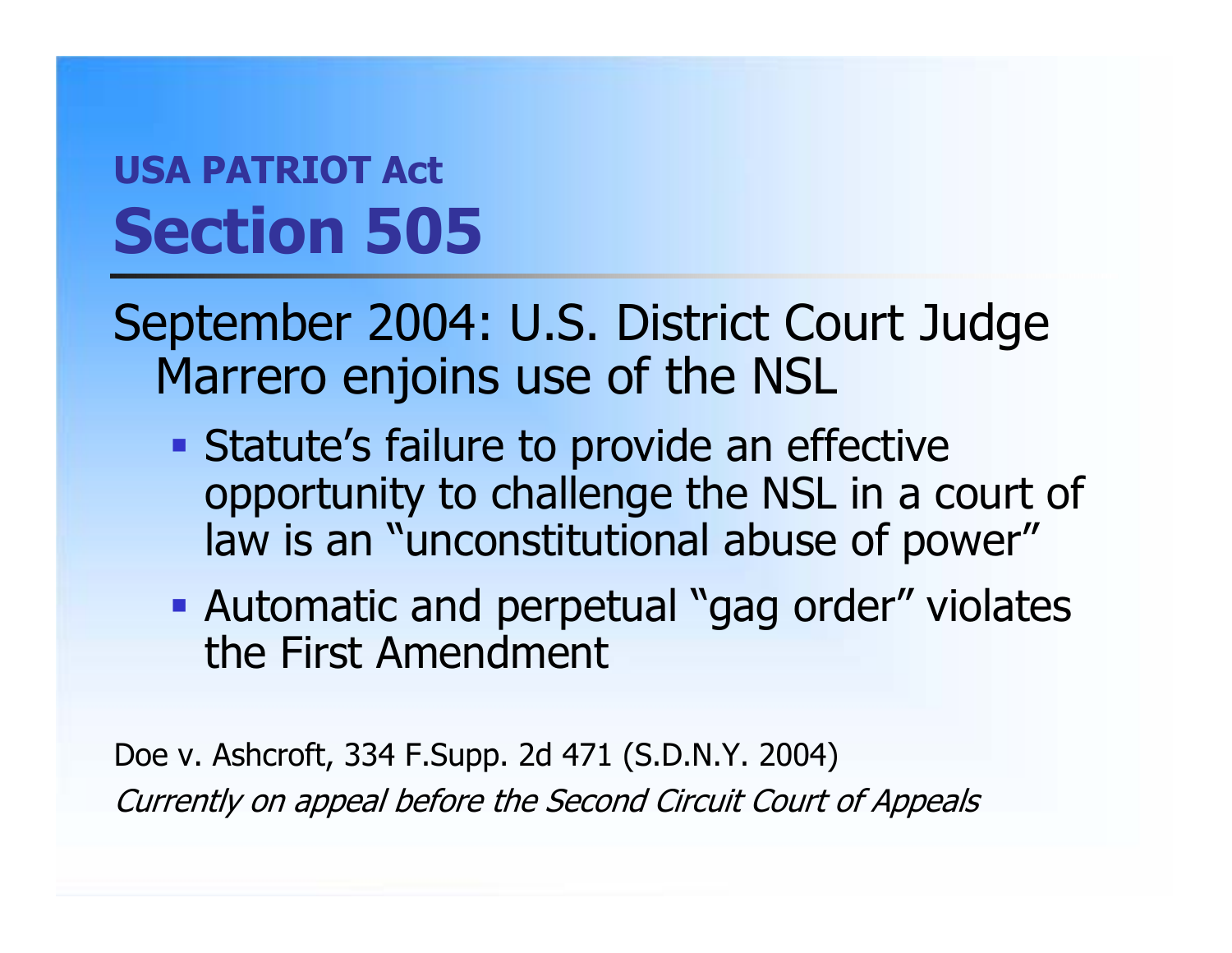## USA PATRIOT Act

# Section 505

September 2004: U.S. District Court Judge Marrero enjoins use of the NSL

- Statute’s failure to provide an effective opportunity to challenge the NSL in a court of law is an “unconstitutional abuse of power”
- Automatic and perpetual “gag order” violates the First Amendment

Doe v. Ashcroft, 334 F.Supp. 2d 471 (S.D.N.Y. 2004)

*Currently on appeal before the Second Circuit Court of Appeals*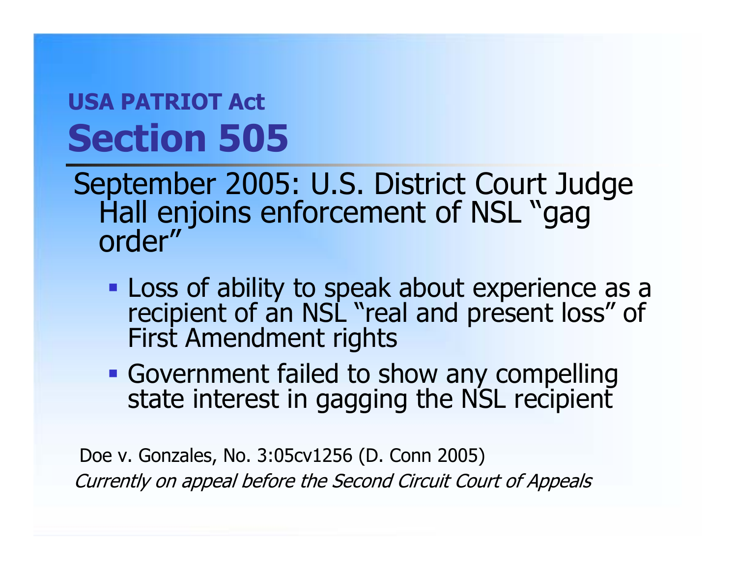## USA PATRIOT Act

# Section 505

September 2005: U.S. District Court Judge Hall enjoins enforcement of NSL “gag order”

- Loss of ability to speak about experience as a recipient of an NSL “real and present loss” of First Amendment rights
- Government failed to show any compelling state interest in gagging the NSL recipient

Doe v. Gonzales, No. 3:05cv1256 (D. Conn 2005)

*Currently on appeal before the Second Circuit Court of Appeals*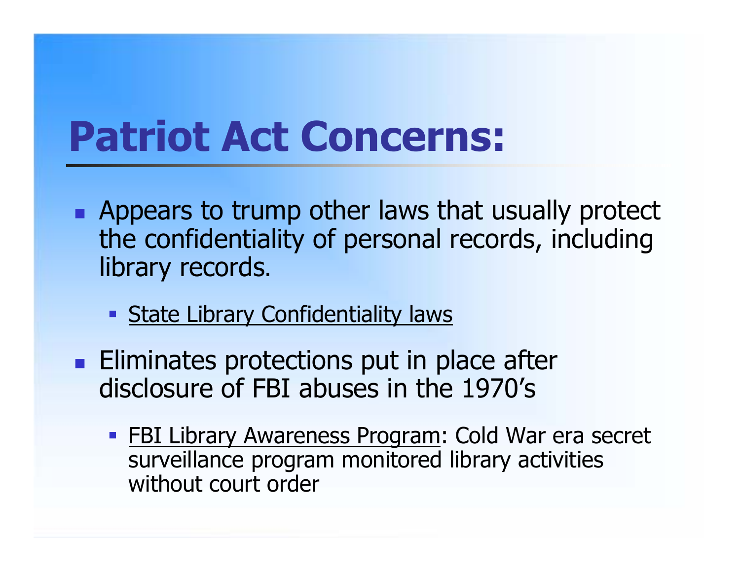# Patriot Act Concerns:

- Appears to trump other laws that usually protect the confidentiality of personal records, including library records.
  - <u>State Library Confidentiality laws</u>
- Eliminates protections put in place after disclosure of FBI abuses in the 1970's
  - <u>FBI Library Awareness Program</u>: Cold War era secret surveillance program monitored library activities without court order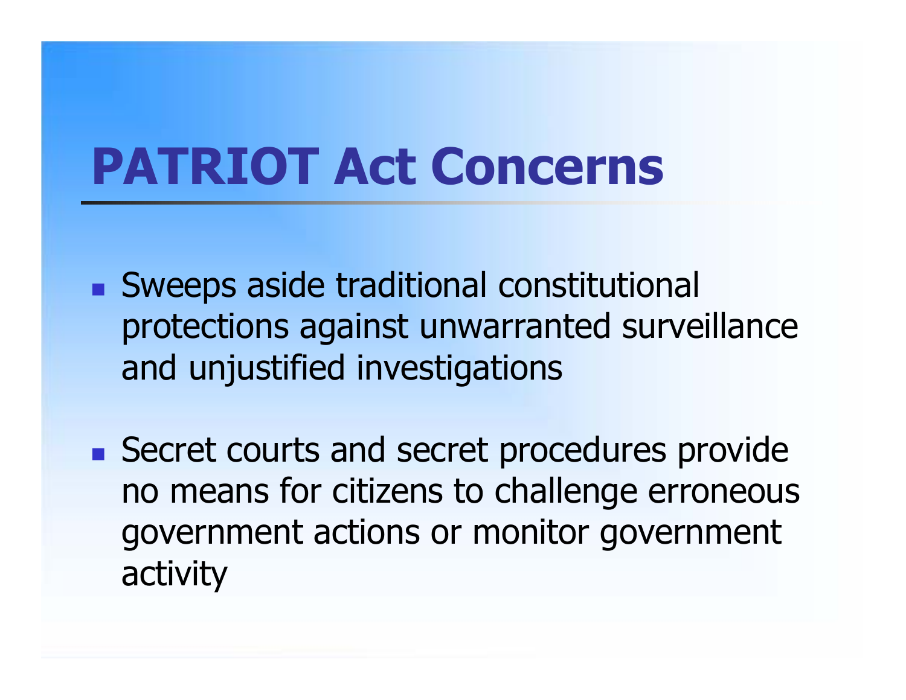# PATRIOT Act Concerns

- Sweeps aside traditional constitutional protections against unwarranted surveillance and unjustified investigations
- Secret courts and secret procedures provide no means for citizens to challenge erroneous government actions or monitor government activity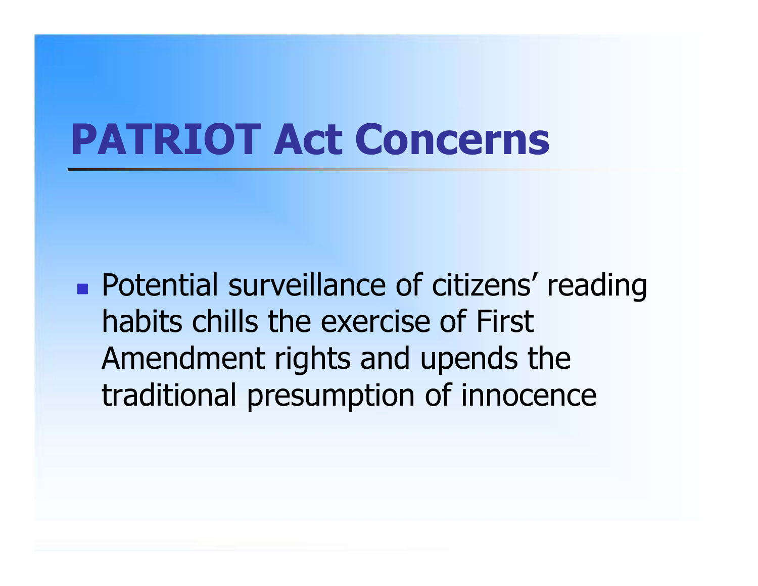# PATRIOT Act Concerns

- Potential surveillance of citizens’ reading habits chills the exercise of First Amendment rights and upends the traditional presumption of innocence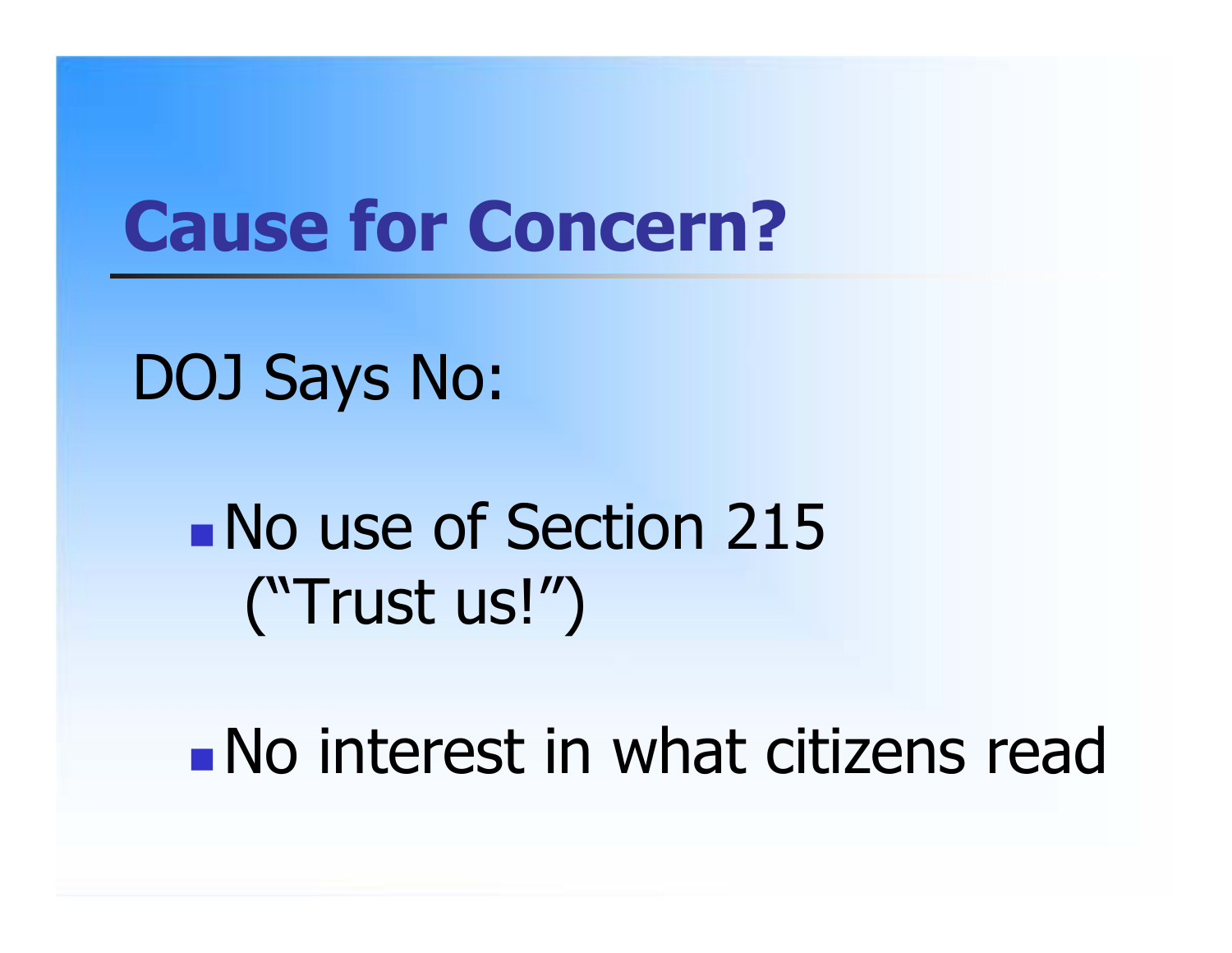# Cause for Concern?

DOJ Says No:

- No use of Section 215 (“Trust us!”)
- No interest in what citizens read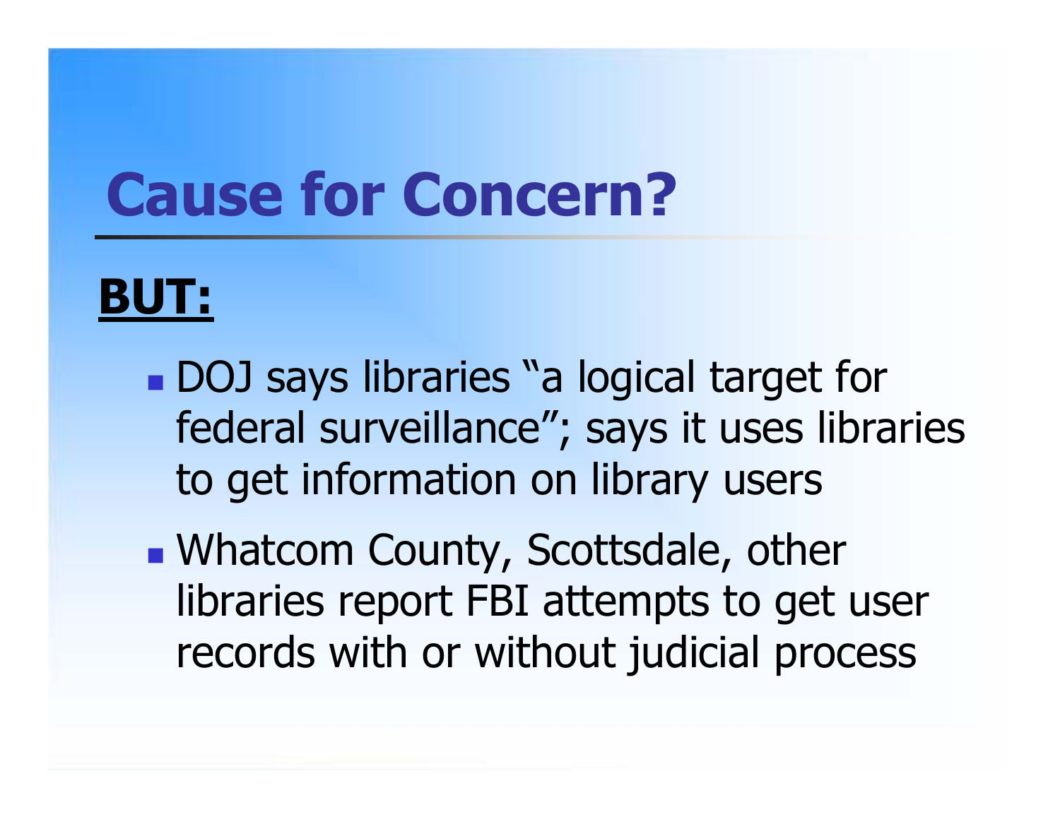# Cause for Concern?

**BUT:**

- DOJ says libraries "a logical target for federal surveillance"; says it uses libraries to get information on library users
- Whatcom County, Scottsdale, other libraries report FBI attempts to get user records with or without judicial process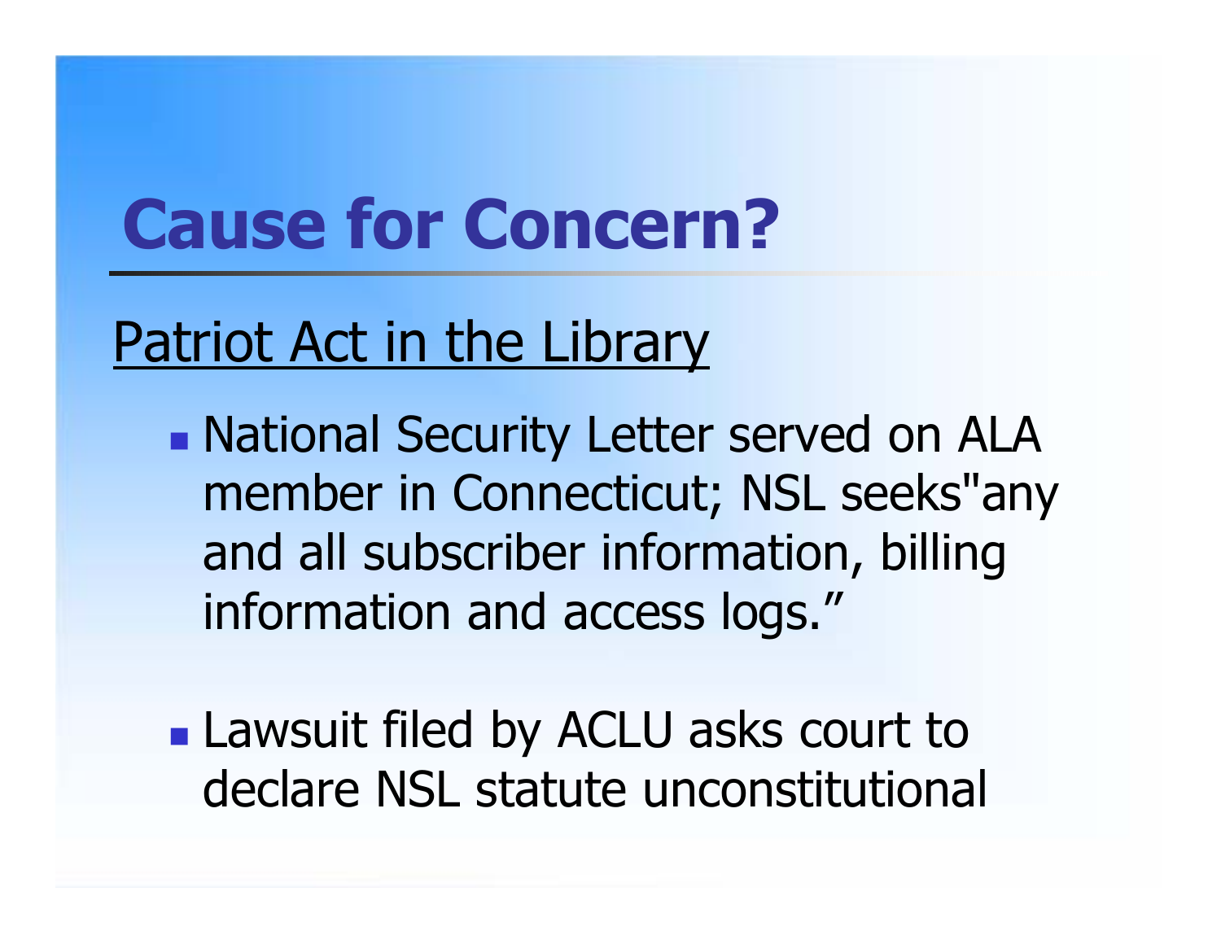# Cause for Concern?

Patriot Act in the Library

- National Security Letter served on ALA member in Connecticut; NSL seeks"any and all subscriber information, billing information and access logs."

- Lawsuit filed by ACLU asks court to declare NSL statute unconstitutional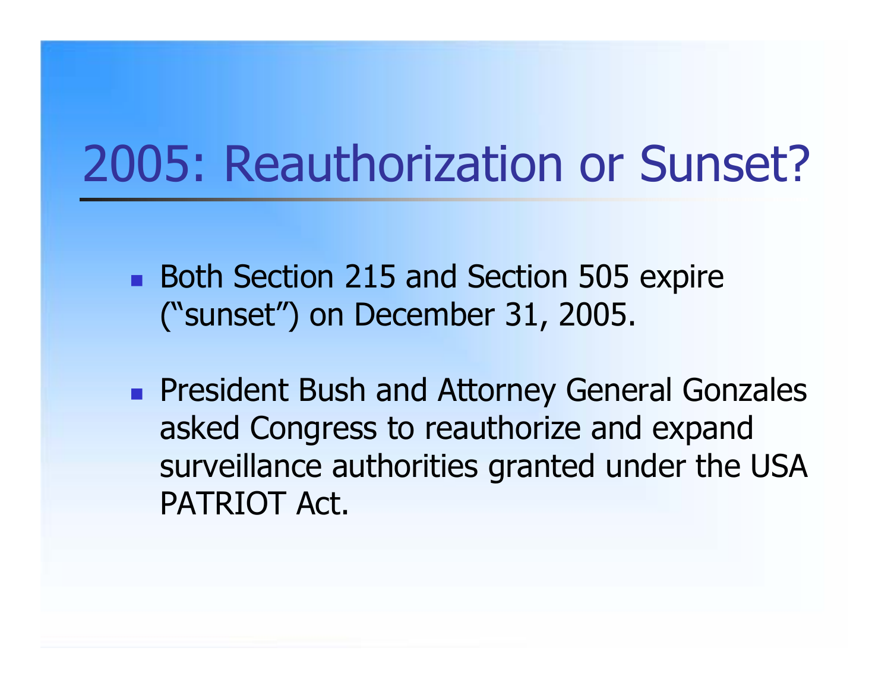# 2005: Reauthorization or Sunset?

- Both Section 215 and Section 505 expire (“sunset”) on December 31, 2005.
- President Bush and Attorney General Gonzales asked Congress to reauthorize and expand surveillance authorities granted under the USA PATRIOT Act.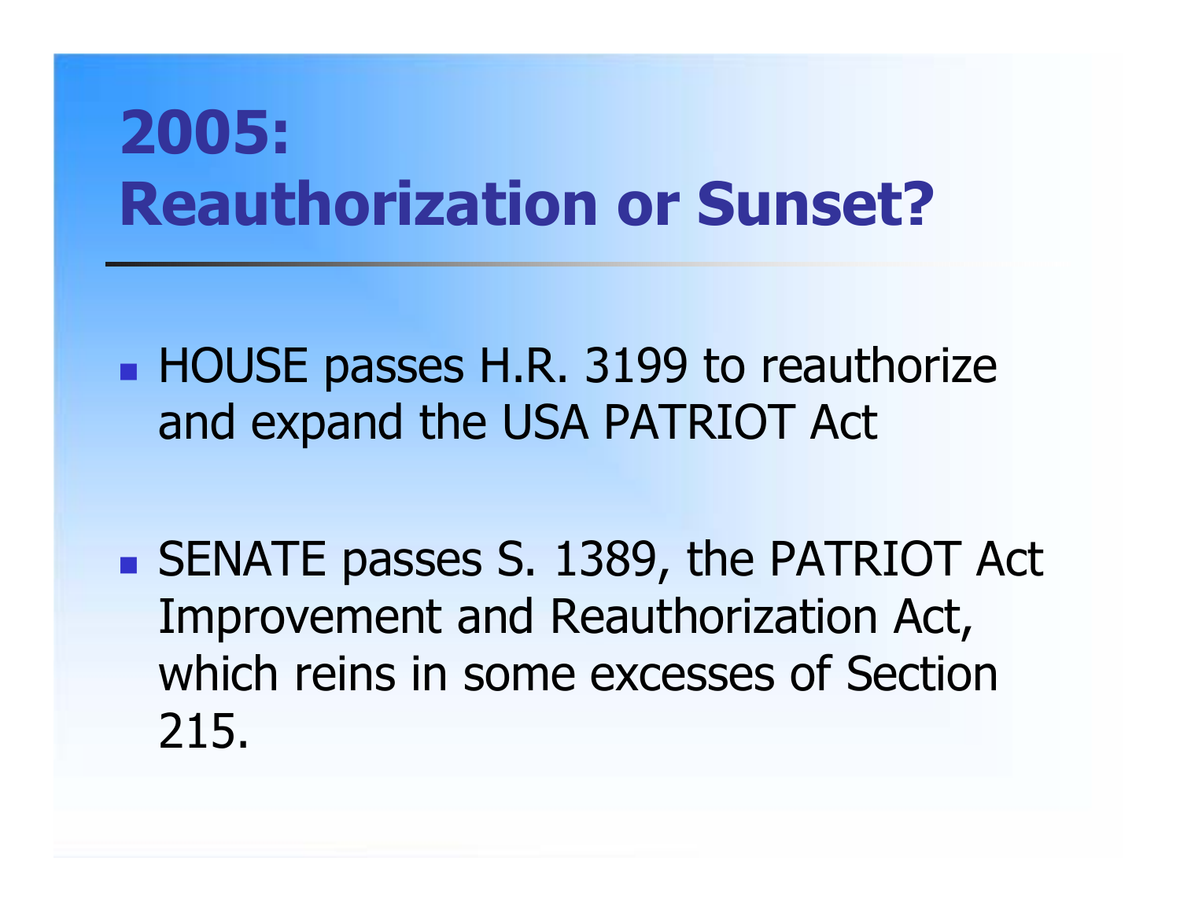# 2005: Reauthorization or Sunset?

- HOUSE passes H.R. 3199 to reauthorize and expand the USA PATRIOT Act
- SENATE passes S. 1389, the PATRIOT Act Improvement and Reauthorization Act, which reins in some excesses of Section 215.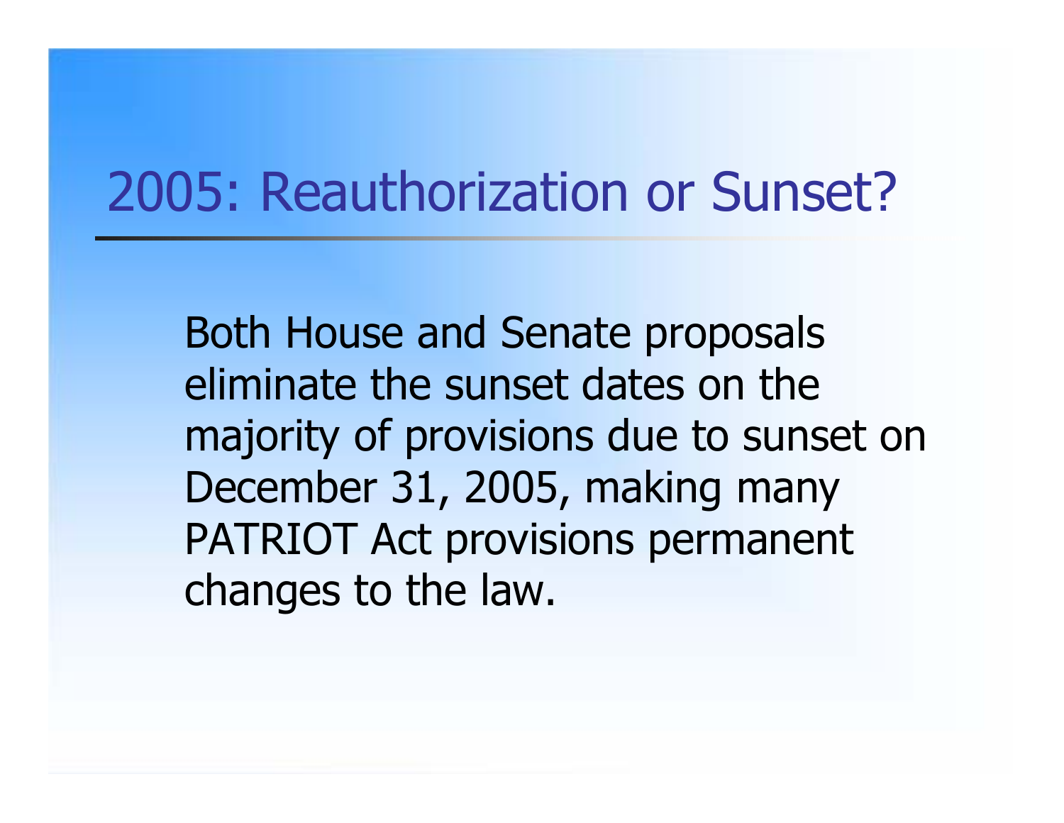# 2005: Reauthorization or Sunset?

Both House and Senate proposals eliminate the sunset dates on the majority of provisions due to sunset on December 31, 2005, making many PATRIOT Act provisions permanent changes to the law.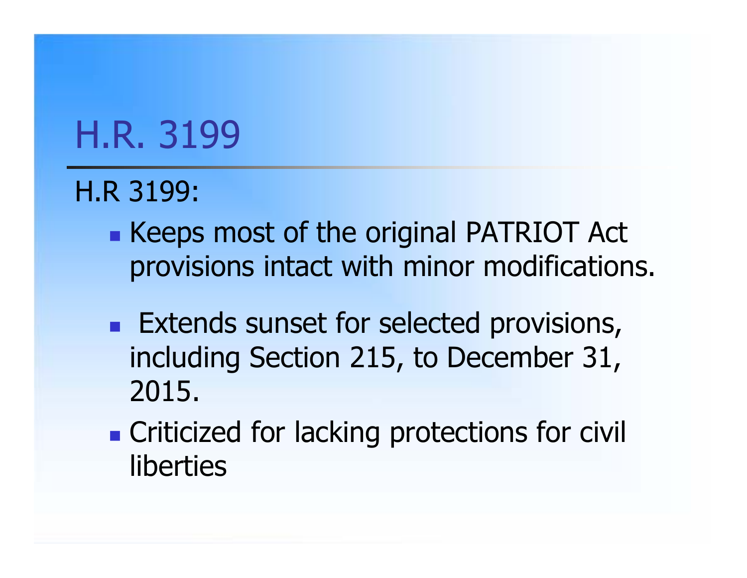# H.R. 3199

H.R 3199:

- Keeps most of the original PATRIOT Act provisions intact with minor modifications.
- Extends sunset for selected provisions, including Section 215, to December 31, 2015.
- Criticized for lacking protections for civil liberties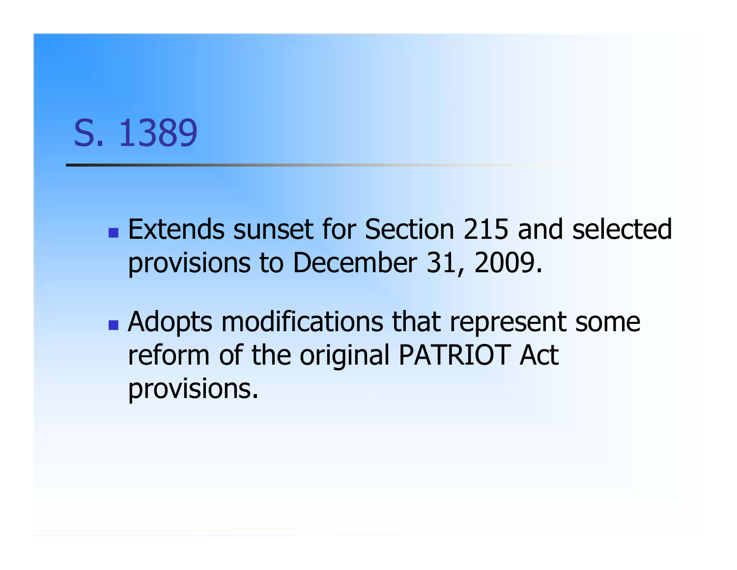# S. 1389

- Extends sunset for Section 215 and selected provisions to December 31, 2009.
- Adopts modifications that represent some reform of the original PATRIOT Act provisions.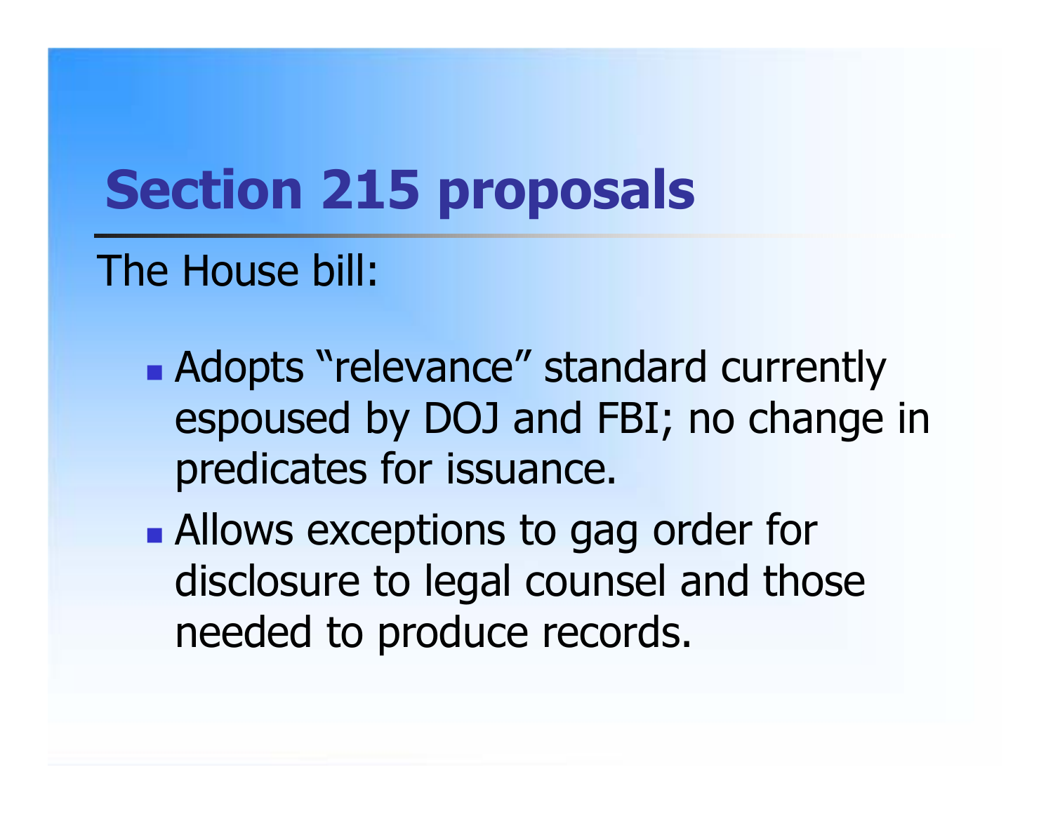# Section 215 proposals

The House bill:

- Adopts "relevance" standard currently espoused by DOJ and FBI; no change in predicates for issuance.
- Allows exceptions to gag order for disclosure to legal counsel and those needed to produce records.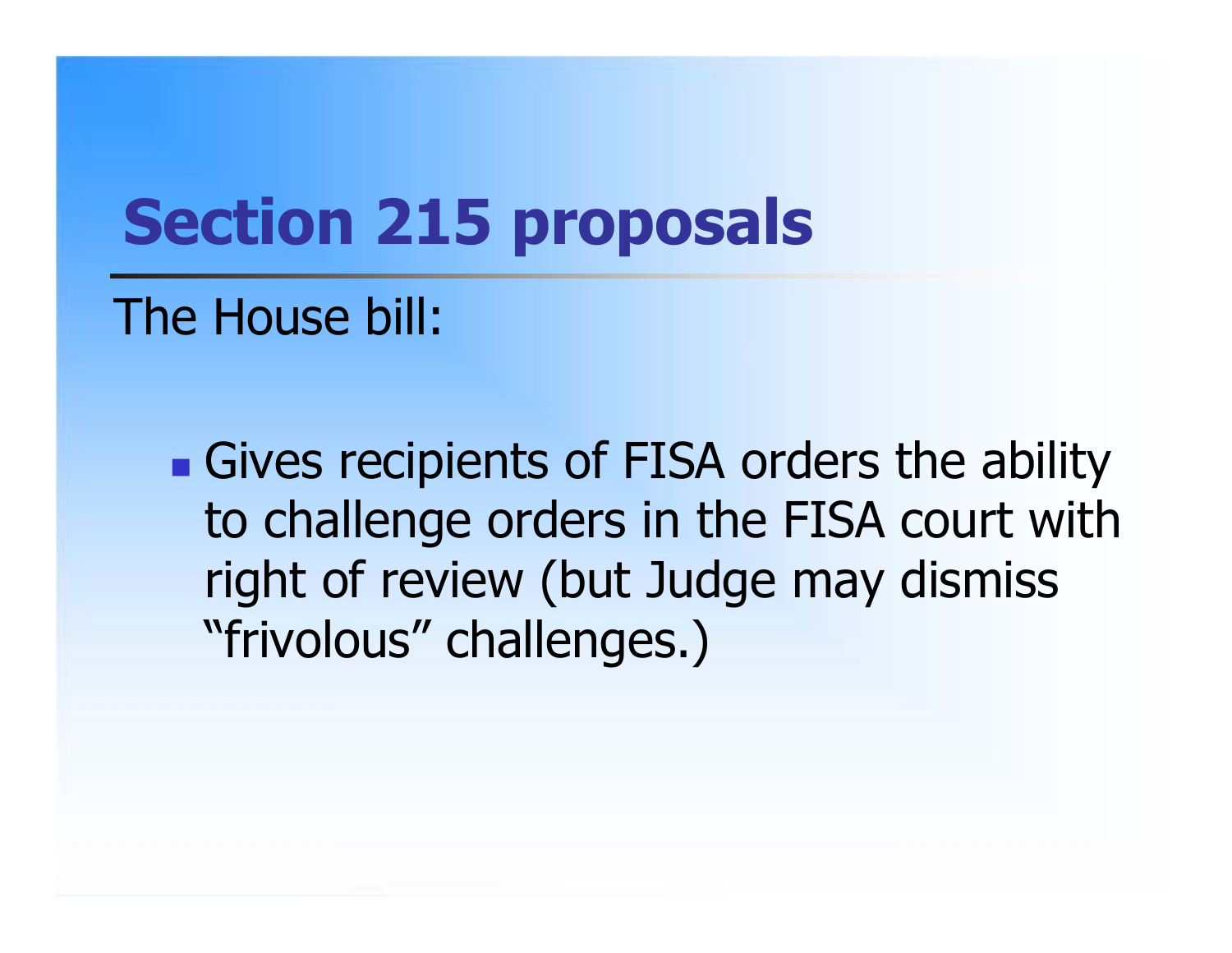# Section 215 proposals

The House bill:

- Gives recipients of FISA orders the ability to challenge orders in the FISA court with right of review (but Judge may dismiss “frivolous” challenges.)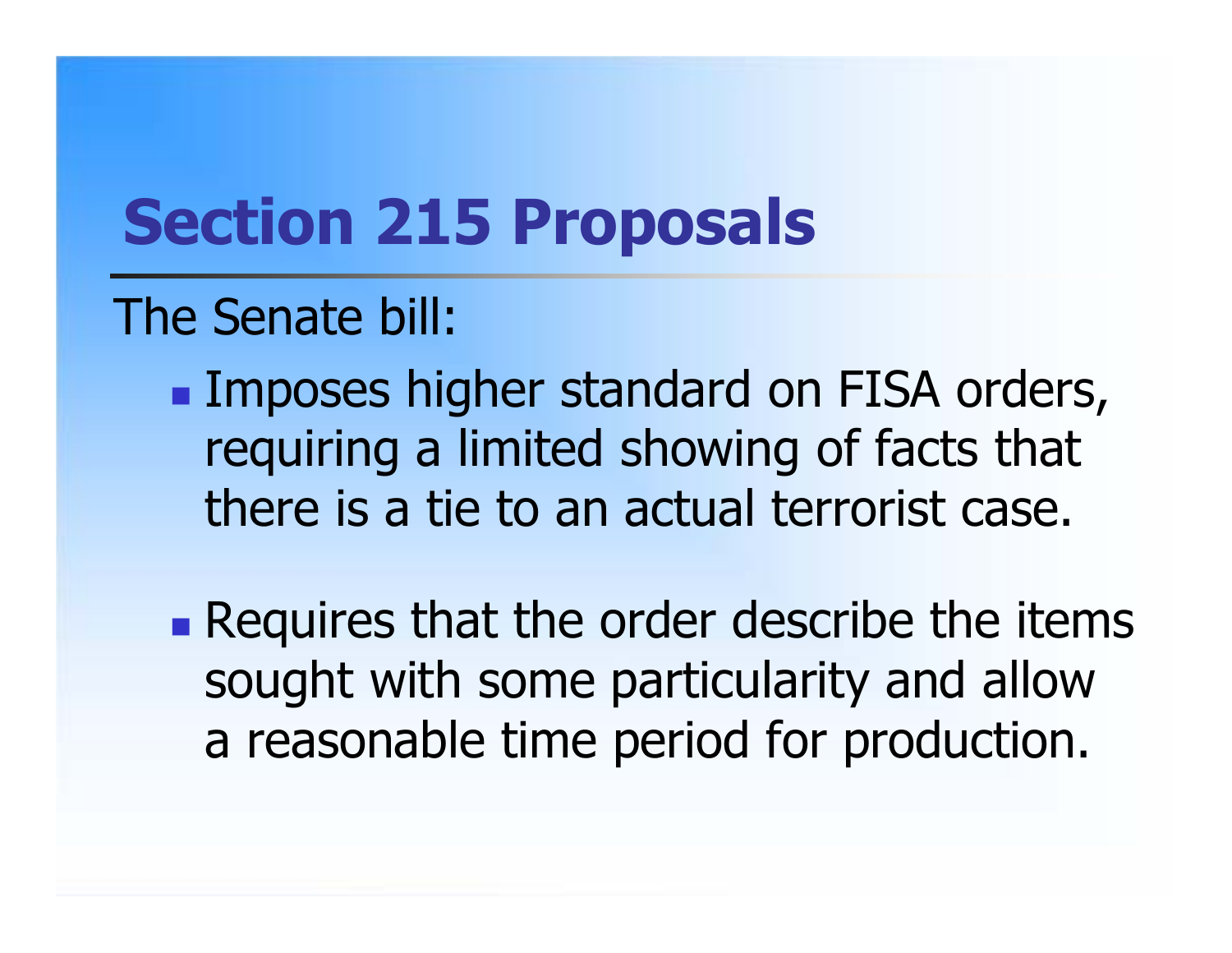# Section 215 Proposals

The Senate bill:

- Imposes higher standard on FISA orders, requiring a limited showing of facts that there is a tie to an actual terrorist case.
- Requires that the order describe the items sought with some particularity and allow a reasonable time period for production.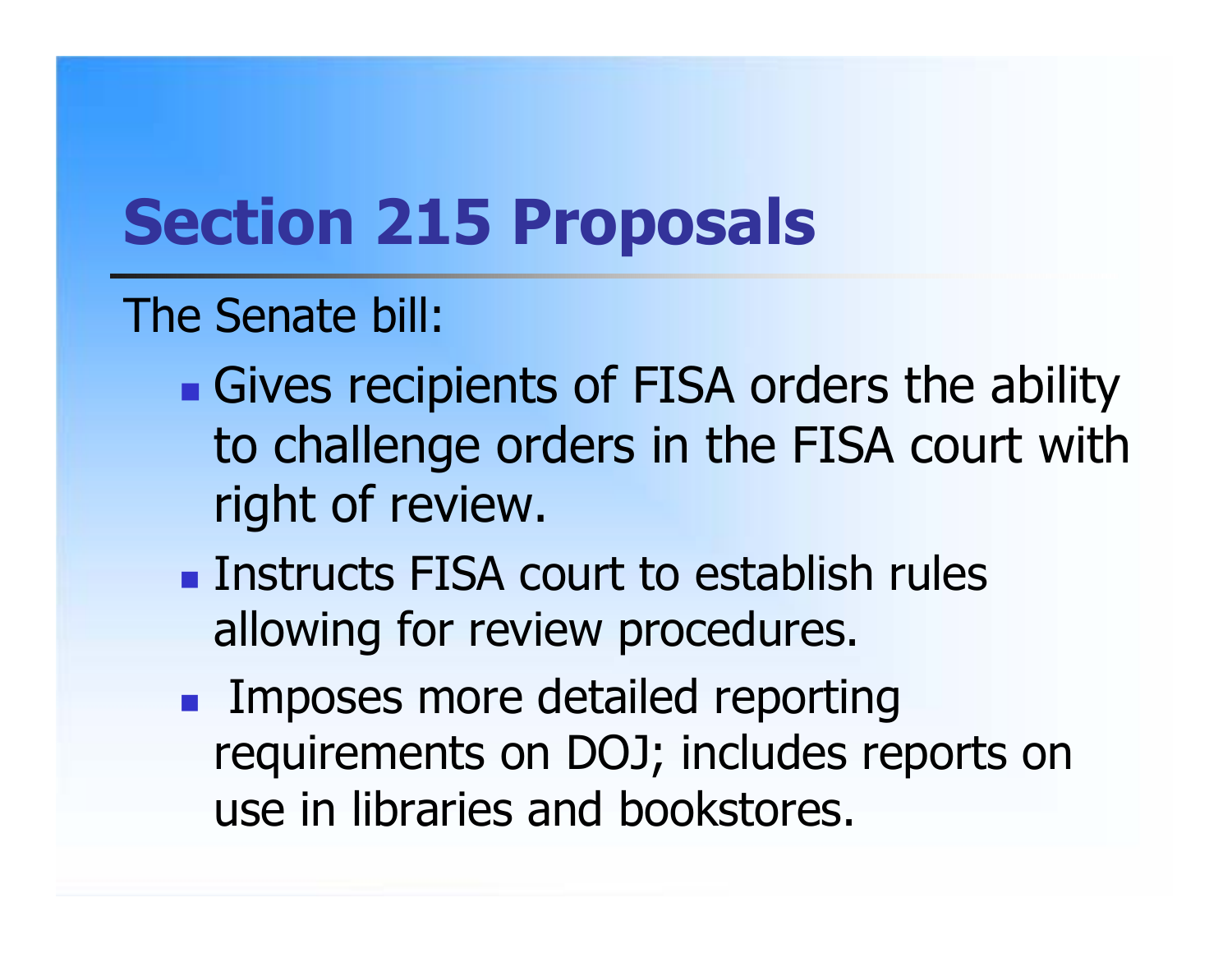# Section 215 Proposals

The Senate bill:

- Gives recipients of FISA orders the ability to challenge orders in the FISA court with right of review.
- Instructs FISA court to establish rules allowing for review procedures.
- Imposes more detailed reporting requirements on DOJ; includes reports on use in libraries and bookstores.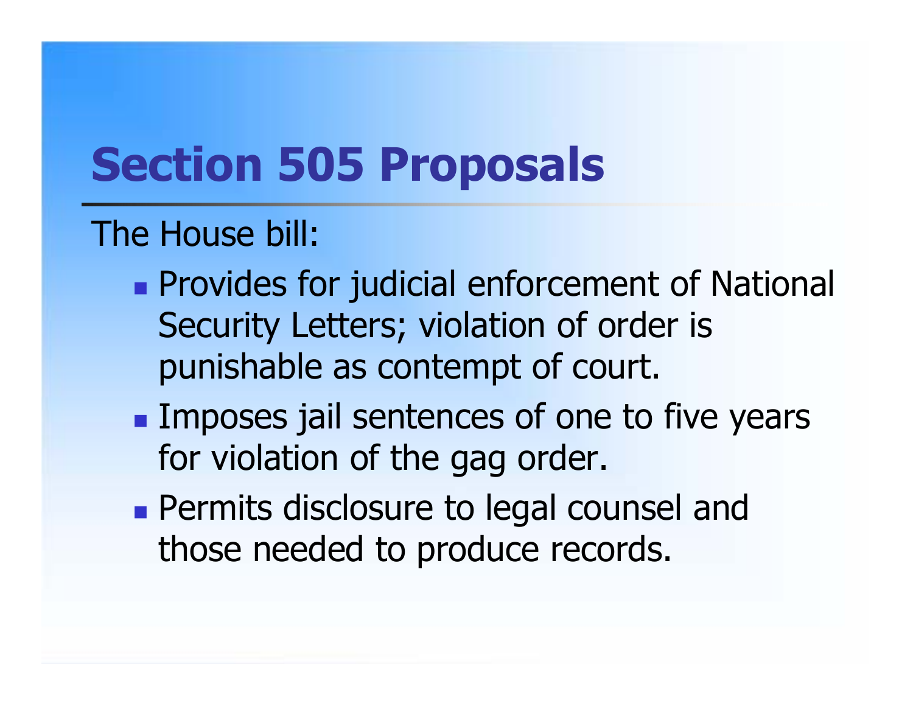# Section 505 Proposals

The House bill:

- Provides for judicial enforcement of National Security Letters; violation of order is punishable as contempt of court.
- Imposes jail sentences of one to five years for violation of the gag order.
- Permits disclosure to legal counsel and those needed to produce records.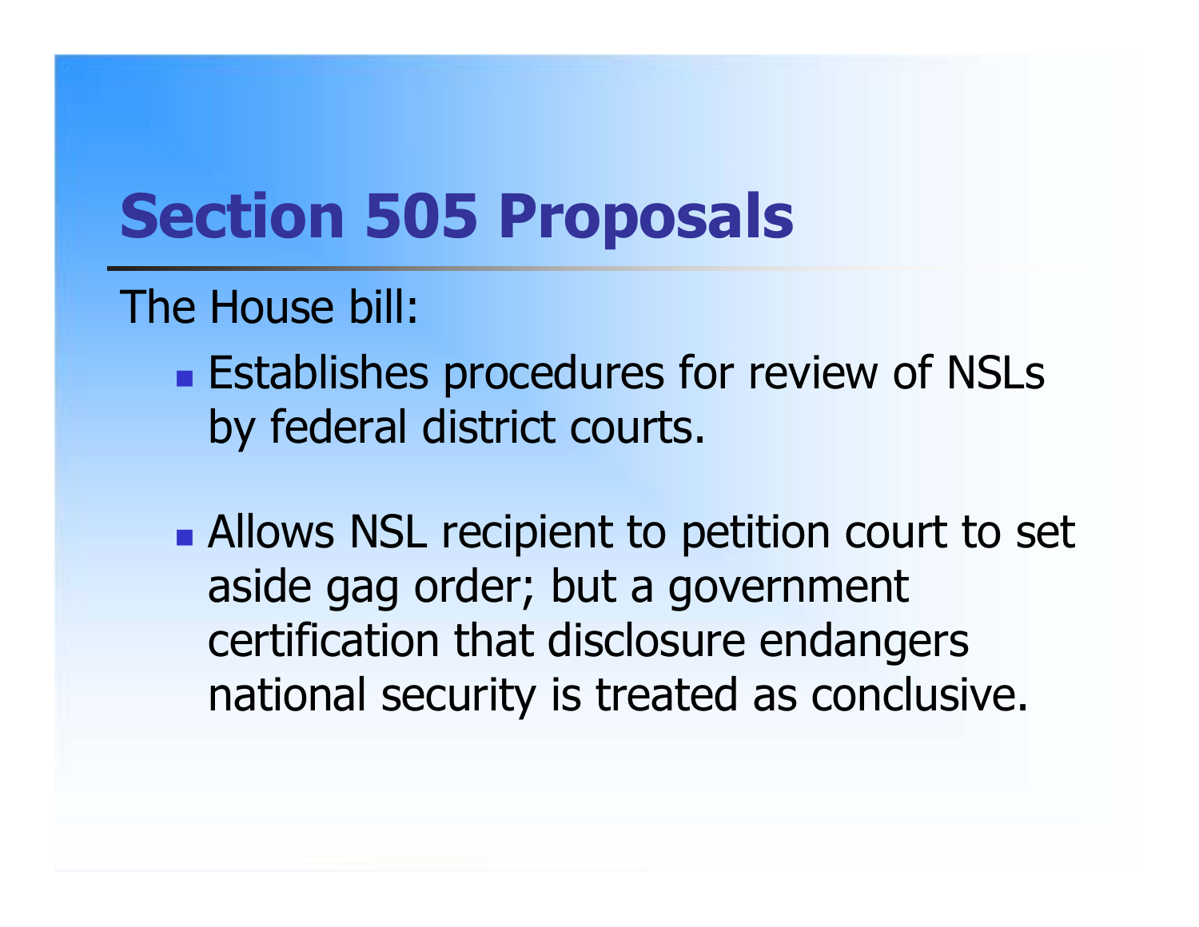# Section 505 Proposals

The House bill:

- Establishes procedures for review of NSLs by federal district courts.
- Allows NSL recipient to petition court to set aside gag order; but a government certification that disclosure endangers national security is treated as conclusive.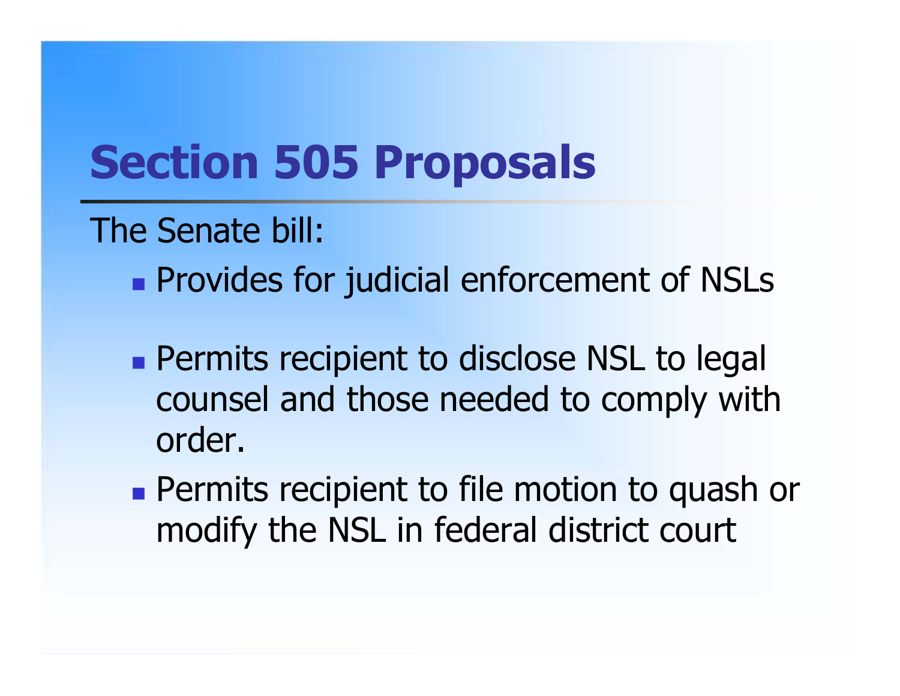# Section 505 Proposals

The Senate bill:

- Provides for judicial enforcement of NSLs
- Permits recipient to disclose NSL to legal counsel and those needed to comply with order.
- Permits recipient to file motion to quash or modify the NSL in federal district court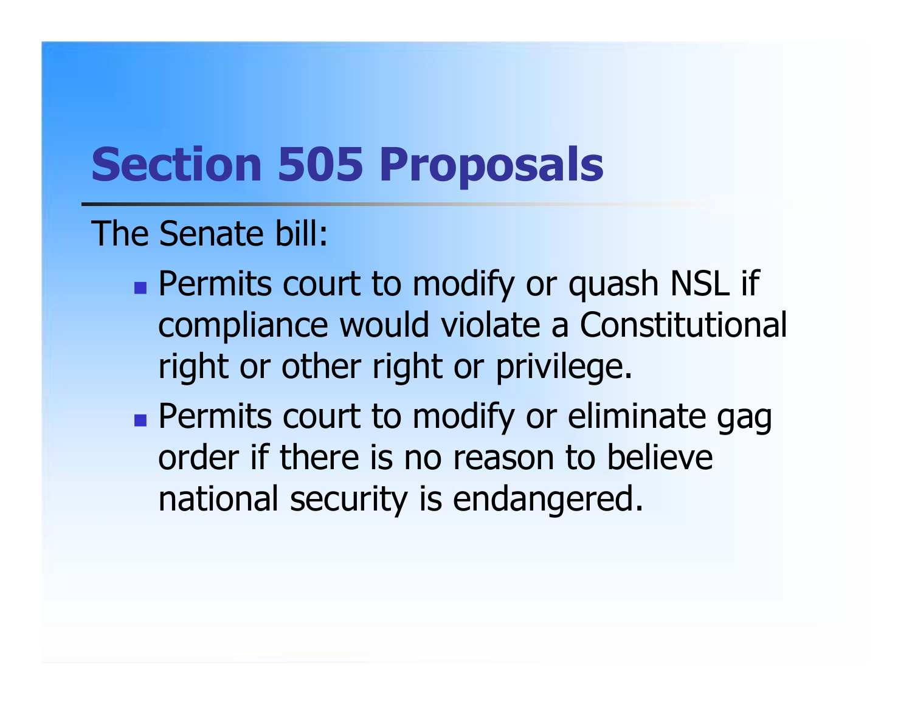# Section 505 Proposals

The Senate bill:

- Permits court to modify or quash NSL if compliance would violate a Constitutional right or other right or privilege.
- Permits court to modify or eliminate gag order if there is no reason to believe national security is endangered.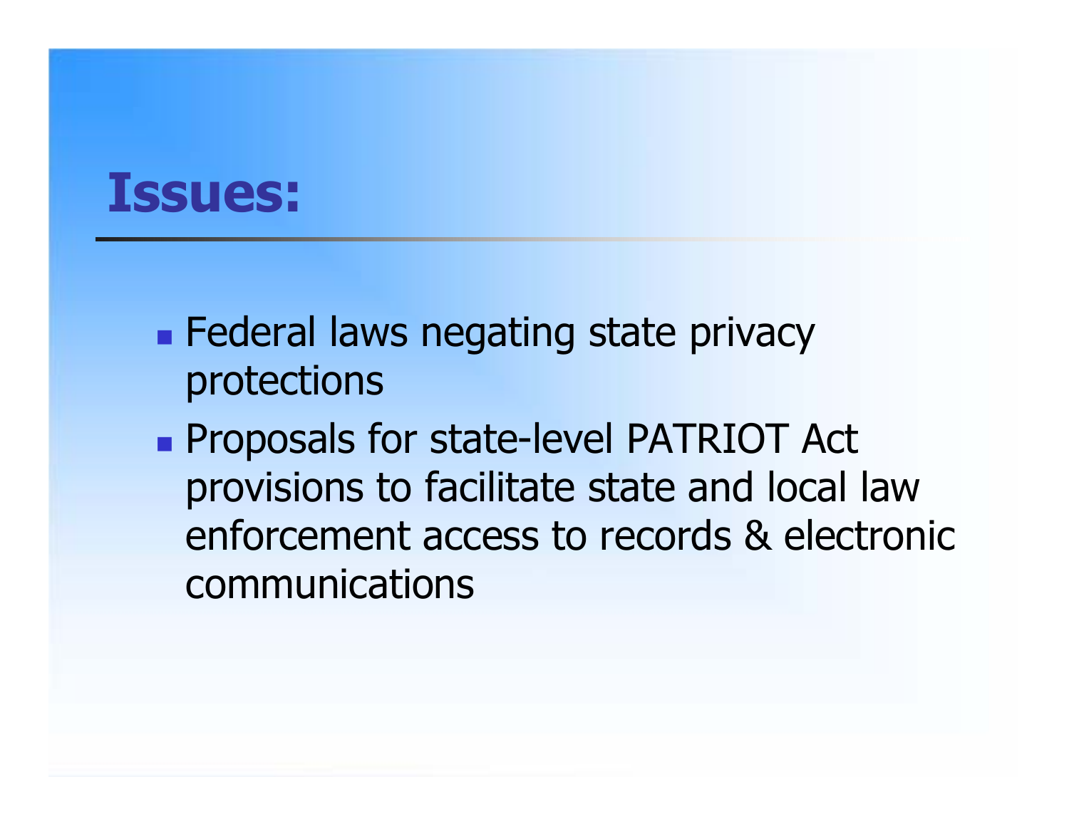# Issues:

- Federal laws negating state privacy protections
- Proposals for state-level PATRIOT Act provisions to facilitate state and local law enforcement access to records & electronic communications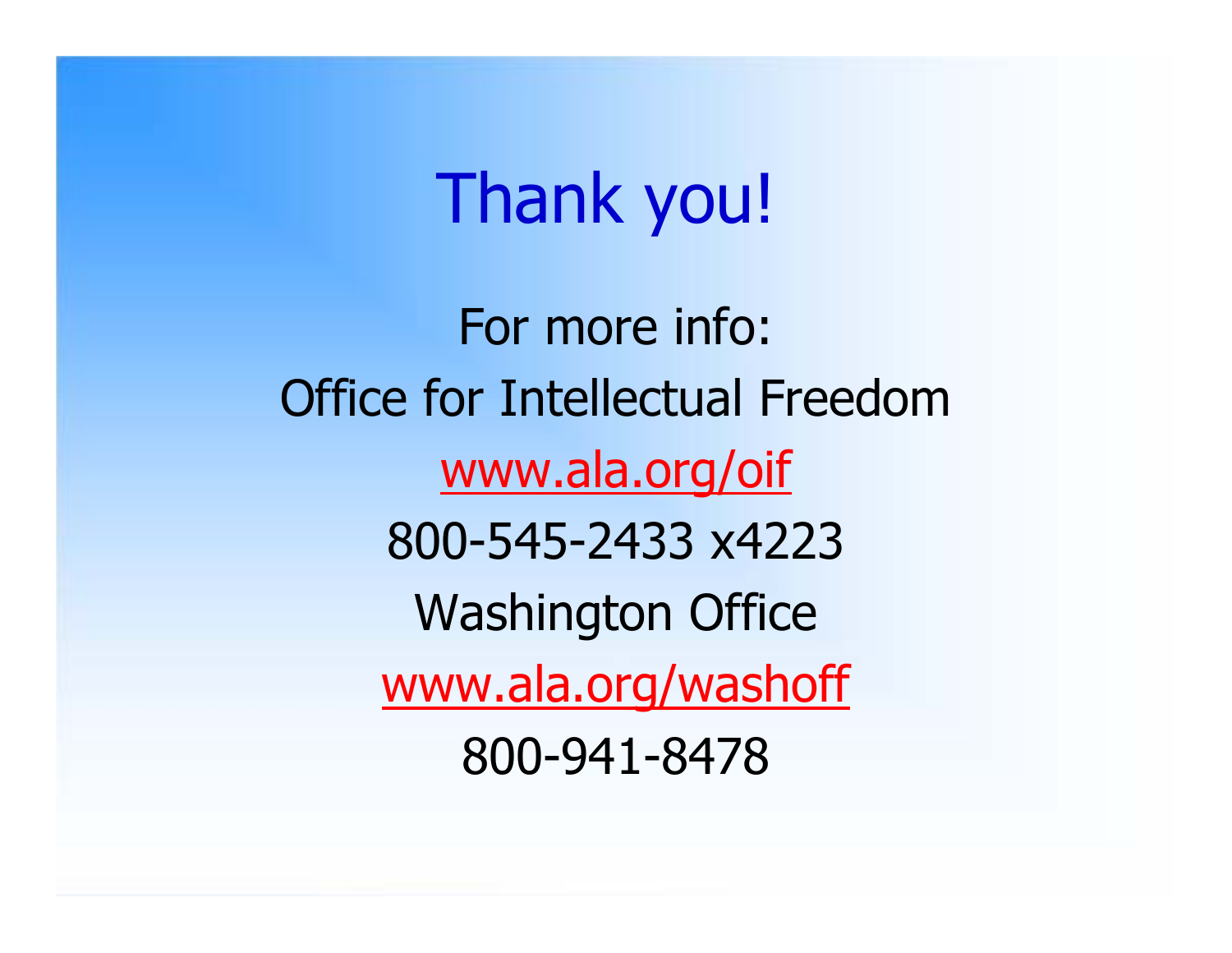# Thank you!

For more info:

Office for Intellectual Freedom

[www.ala.org/oif](http://www.ala.org/oif)

800-545-2433 x4223

Washington Office

[www.ala.org/washoff](http://www.ala.org/washoff)

800-941-8478